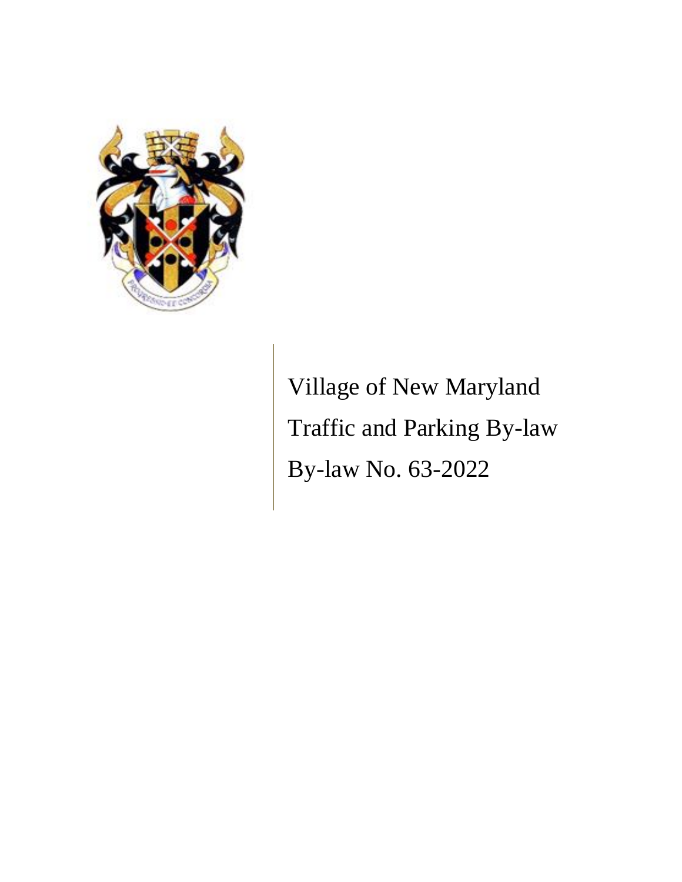Village of New Maryland

Traffic and Parking By-law

By-law No. 63-2022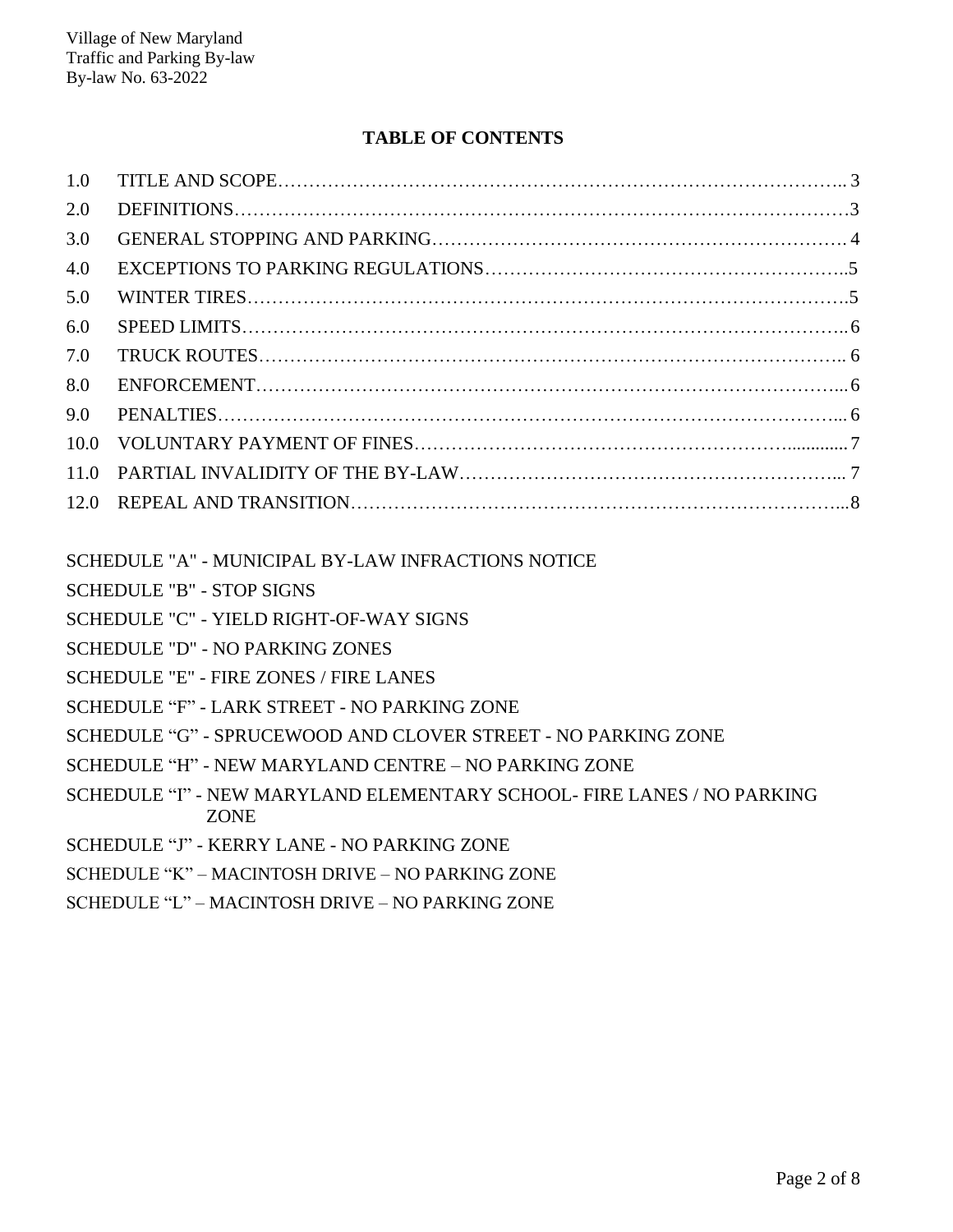## TABLE OF CONTENTS

| | | |
|---|---|---|
| 1.0 | TITLE AND SCOPE | 3 |
| 2.0 | DEFINITIONS | 3 |
| 3.0 | GENERAL STOPPING AND PARKING | 4 |
| 4.0 | EXCEPTIONS TO PARKING REGULATIONS | 5 |
| 5.0 | WINTER TIRES | 5 |
| 6.0 | SPEED LIMITS | 6 |
| 7.0 | TRUCK ROUTES | 6 |
| 8.0 | ENFORCEMENT | 6 |
| 9.0 | PENALTIES | 6 |
| 10.0 | VOLUNTARY PAYMENT OF FINES | 7 |
| 11.0 | PARTIAL INVALIDITY OF THE BY-LAW | 7 |
| 12.0 | REPEAL AND TRANSITION | 8 |

SCHEDULE "A" - MUNICIPAL BY-LAW INFRACTIONS NOTICE

SCHEDULE "B" - STOP SIGNS

SCHEDULE "C" - YIELD RIGHT-OF-WAY SIGNS

SCHEDULE "D" - NO PARKING ZONES

SCHEDULE "E" - FIRE ZONES / FIRE LANES

SCHEDULE "F" - LARK STREET - NO PARKING ZONE

SCHEDULE "G" - SPRUCEWOOD AND CLOVER STREET - NO PARKING ZONE

SCHEDULE "H" - NEW MARYLAND CENTRE – NO PARKING ZONE

SCHEDULE "I" - NEW MARYLAND ELEMENTARY SCHOOL- FIRE LANES / NO PARKING ZONE

SCHEDULE "J" - KERRY LANE - NO PARKING ZONE

SCHEDULE "K" – MACINTOSH DRIVE – NO PARKING ZONE

SCHEDULE "L" – MACINTOSH DRIVE – NO PARKING ZONE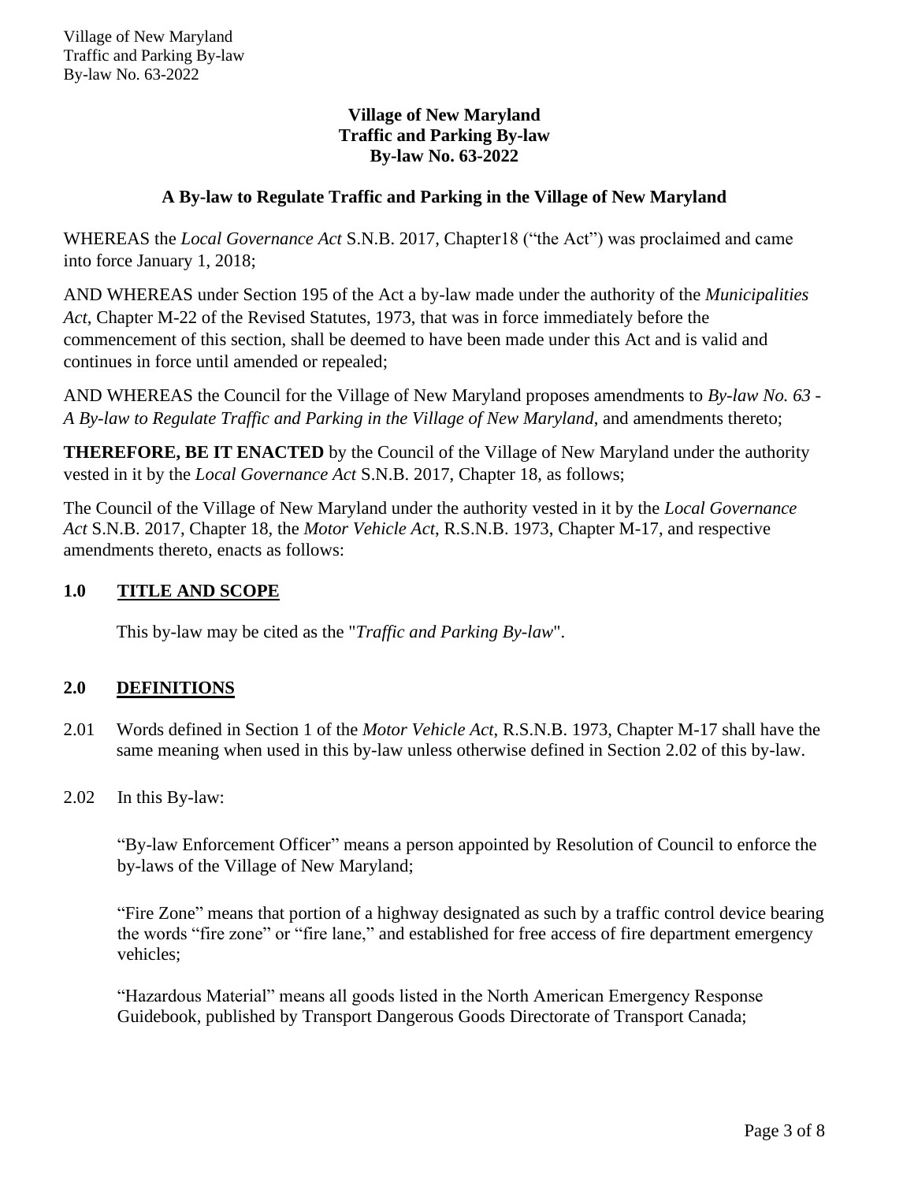# Village of New Maryland
# Traffic and Parking By-law
# By-law No. 63-2022

## A By-law to Regulate Traffic and Parking in the Village of New Maryland

WHEREAS the *Local Governance Act* S.N.B. 2017, Chapter18 ("the Act") was proclaimed and came into force January 1, 2018;

AND WHEREAS under Section 195 of the Act a by-law made under the authority of the *Municipalities Act*, Chapter M-22 of the Revised Statutes, 1973, that was in force immediately before the commencement of this section, shall be deemed to have been made under this Act and is valid and continues in force until amended or repealed;

AND WHEREAS the Council for the Village of New Maryland proposes amendments to *By-law No. 63 - A By-law to Regulate Traffic and Parking in the Village of New Maryland*, and amendments thereto;

**THEREFORE, BE IT ENACTED** by the Council of the Village of New Maryland under the authority vested in it by the *Local Governance Act* S.N.B. 2017, Chapter 18, as follows;

The Council of the Village of New Maryland under the authority vested in it by the *Local Governance Act* S.N.B. 2017, Chapter 18, the *Motor Vehicle Act*, R.S.N.B. 1973, Chapter M-17, and respective amendments thereto, enacts as follows:

## 1.0 TITLE AND SCOPE

This by-law may be cited as the "*Traffic and Parking By-law*".

## 2.0 DEFINITIONS

2.01 Words defined in Section 1 of the *Motor Vehicle Act*, R.S.N.B. 1973, Chapter M-17 shall have the same meaning when used in this by-law unless otherwise defined in Section 2.02 of this by-law.

2.02 In this By-law:

"By-law Enforcement Officer" means a person appointed by Resolution of Council to enforce the by-laws of the Village of New Maryland;

"Fire Zone" means that portion of a highway designated as such by a traffic control device bearing the words "fire zone" or "fire lane," and established for free access of fire department emergency vehicles;

"Hazardous Material" means all goods listed in the North American Emergency Response Guidebook, published by Transport Dangerous Goods Directorate of Transport Canada;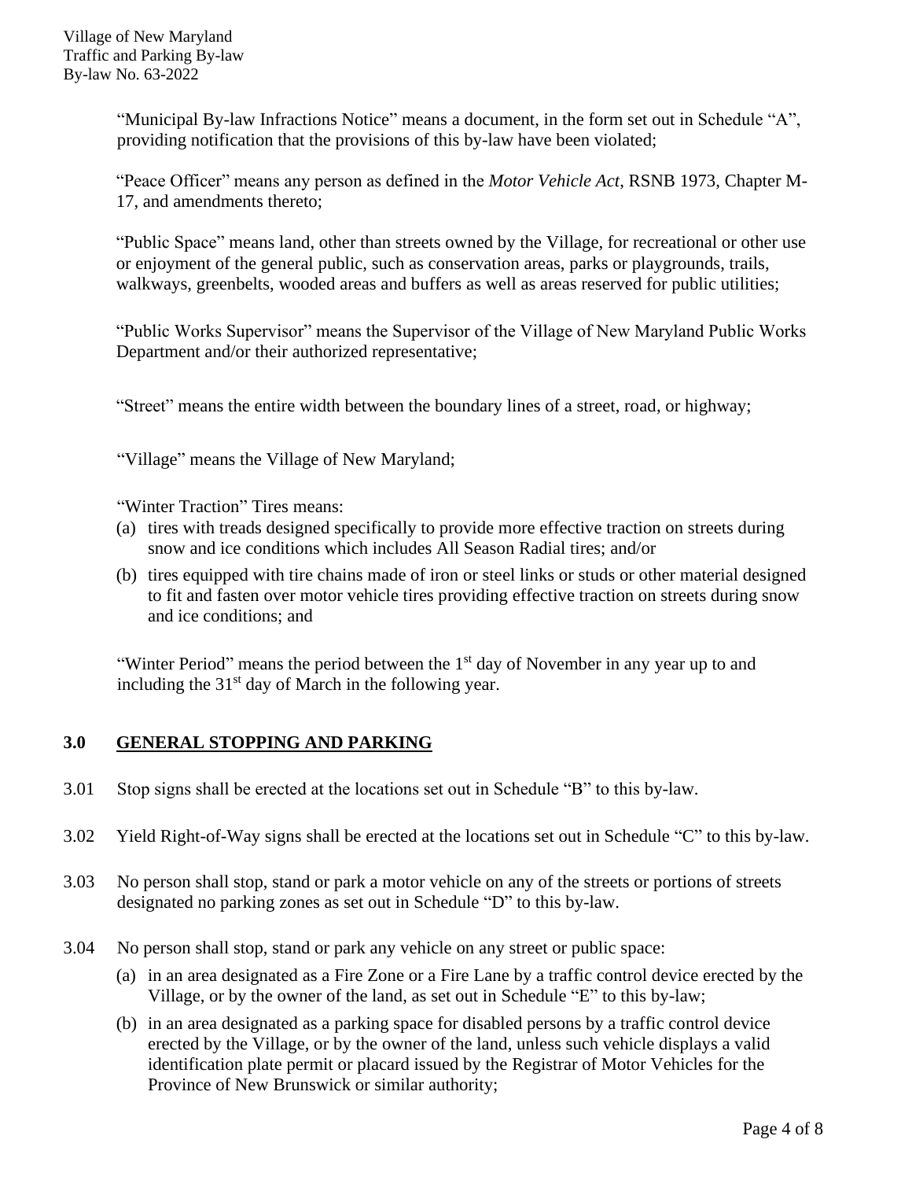"Municipal By-law Infractions Notice" means a document, in the form set out in Schedule "A", providing notification that the provisions of this by-law have been violated;

"Peace Officer" means any person as defined in the *Motor Vehicle Act*, RSNB 1973, Chapter M-17, and amendments thereto;

"Public Space" means land, other than streets owned by the Village, for recreational or other use or enjoyment of the general public, such as conservation areas, parks or playgrounds, trails, walkways, greenbelts, wooded areas and buffers as well as areas reserved for public utilities;

"Public Works Supervisor" means the Supervisor of the Village of New Maryland Public Works Department and/or their authorized representative;

"Street" means the entire width between the boundary lines of a street, road, or highway;

"Village" means the Village of New Maryland;

"Winter Traction" Tires means:

(a) tires with treads designed specifically to provide more effective traction on streets during snow and ice conditions which includes All Season Radial tires; and/or
(b) tires equipped with tire chains made of iron or steel links or studs or other material designed to fit and fasten over motor vehicle tires providing effective traction on streets during snow and ice conditions; and

"Winter Period" means the period between the 1st day of November in any year up to and including the 31st day of March in the following year.

## 3.0 GENERAL STOPPING AND PARKING

3.01 Stop signs shall be erected at the locations set out in Schedule "B" to this by-law.

3.02 Yield Right-of-Way signs shall be erected at the locations set out in Schedule "C" to this by-law.

3.03 No person shall stop, stand or park a motor vehicle on any of the streets or portions of streets designated no parking zones as set out in Schedule "D" to this by-law.

3.04 No person shall stop, stand or park any vehicle on any street or public space:

(a) in an area designated as a Fire Zone or a Fire Lane by a traffic control device erected by the Village, or by the owner of the land, as set out in Schedule "E" to this by-law;
(b) in an area designated as a parking space for disabled persons by a traffic control device erected by the Village, or by the owner of the land, unless such vehicle displays a valid identification plate permit or placard issued by the Registrar of Motor Vehicles for the Province of New Brunswick or similar authority;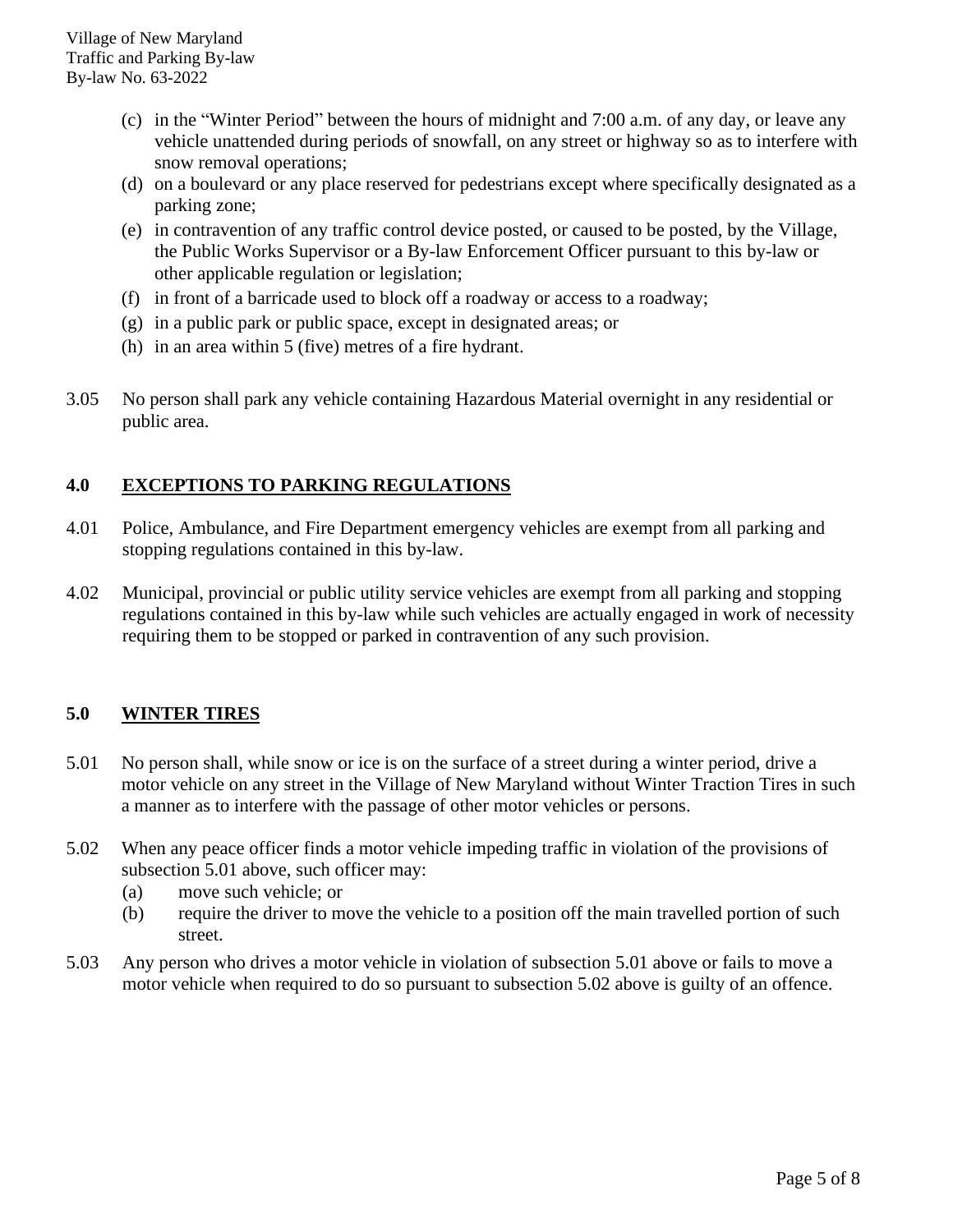(c) in the "Winter Period" between the hours of midnight and 7:00 a.m. of any day, or leave any vehicle unattended during periods of snowfall, on any street or highway so as to interfere with snow removal operations;
(d) on a boulevard or any place reserved for pedestrians except where specifically designated as a parking zone;
(e) in contravention of any traffic control device posted, or caused to be posted, by the Village, the Public Works Supervisor or a By-law Enforcement Officer pursuant to this by-law or other applicable regulation or legislation;
(f) in front of a barricade used to block off a roadway or access to a roadway;
(g) in a public park or public space, except in designated areas; or
(h) in an area within 5 (five) metres of a fire hydrant.

3.05 No person shall park any vehicle containing Hazardous Material overnight in any residential or public area.

## 4.0 EXCEPTIONS TO PARKING REGULATIONS

4.01 Police, Ambulance, and Fire Department emergency vehicles are exempt from all parking and stopping regulations contained in this by-law.

4.02 Municipal, provincial or public utility service vehicles are exempt from all parking and stopping regulations contained in this by-law while such vehicles are actually engaged in work of necessity requiring them to be stopped or parked in contravention of any such provision.

## 5.0 WINTER TIRES

5.01 No person shall, while snow or ice is on the surface of a street during a winter period, drive a motor vehicle on any street in the Village of New Maryland without Winter Traction Tires in such a manner as to interfere with the passage of other motor vehicles or persons.

5.02 When any peace officer finds a motor vehicle impeding traffic in violation of the provisions of subsection 5.01 above, such officer may:
(a) move such vehicle; or
(b) require the driver to move the vehicle to a position off the main travelled portion of such street.

5.03 Any person who drives a motor vehicle in violation of subsection 5.01 above or fails to move a motor vehicle when required to do so pursuant to subsection 5.02 above is guilty of an offence.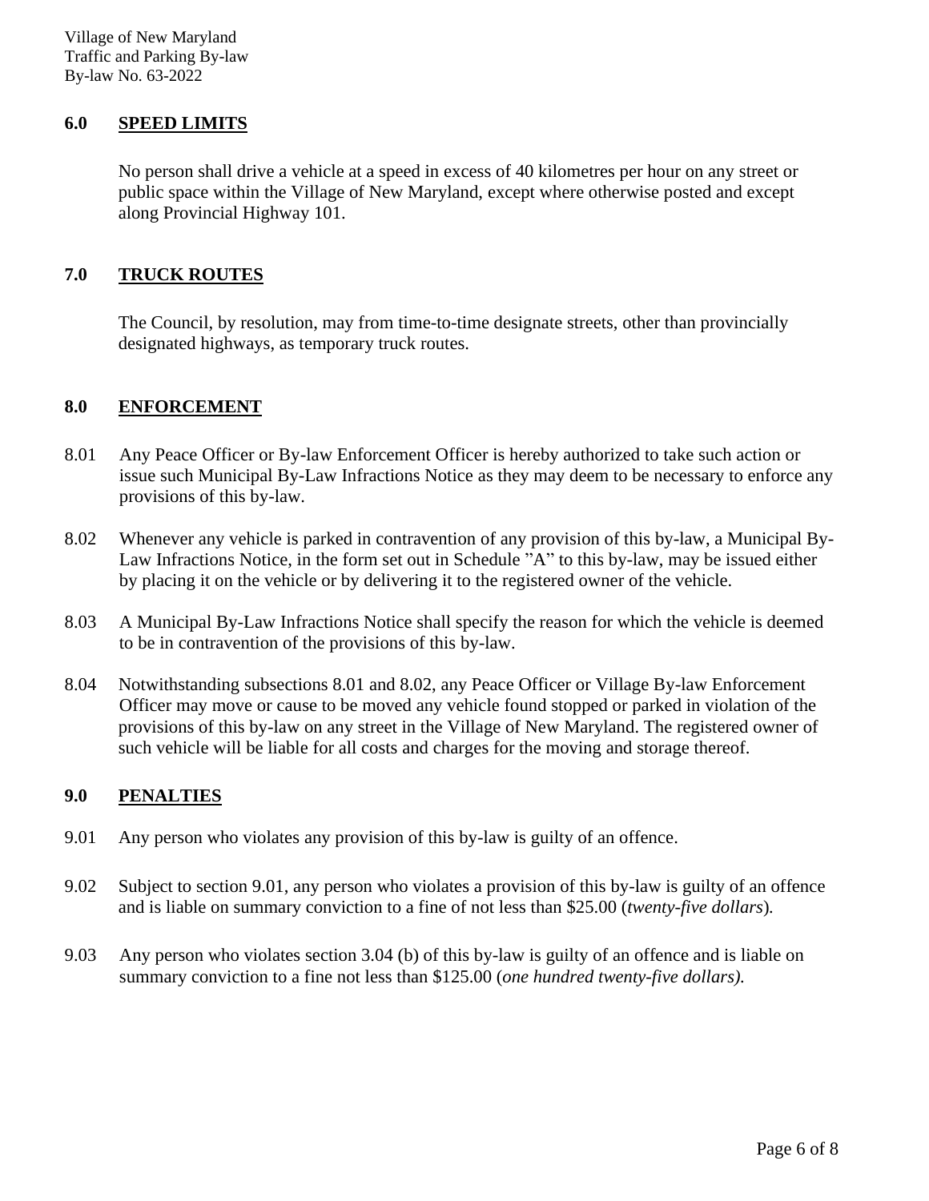## 6.0 SPEED LIMITS

No person shall drive a vehicle at a speed in excess of 40 kilometres per hour on any street or public space within the Village of New Maryland, except where otherwise posted and except along Provincial Highway 101.

## 7.0 TRUCK ROUTES

The Council, by resolution, may from time-to-time designate streets, other than provincially designated highways, as temporary truck routes.

## 8.0 ENFORCEMENT

8.01 Any Peace Officer or By-law Enforcement Officer is hereby authorized to take such action or issue such Municipal By-Law Infractions Notice as they may deem to be necessary to enforce any provisions of this by-law.

8.02 Whenever any vehicle is parked in contravention of any provision of this by-law, a Municipal By-Law Infractions Notice, in the form set out in Schedule "A" to this by-law, may be issued either by placing it on the vehicle or by delivering it to the registered owner of the vehicle.

8.03 A Municipal By-Law Infractions Notice shall specify the reason for which the vehicle is deemed to be in contravention of the provisions of this by-law.

8.04 Notwithstanding subsections 8.01 and 8.02, any Peace Officer or Village By-law Enforcement Officer may move or cause to be moved any vehicle found stopped or parked in violation of the provisions of this by-law on any street in the Village of New Maryland. The registered owner of such vehicle will be liable for all costs and charges for the moving and storage thereof.

## 9.0 PENALTIES

9.01 Any person who violates any provision of this by-law is guilty of an offence.

9.02 Subject to section 9.01, any person who violates a provision of this by-law is guilty of an offence and is liable on summary conviction to a fine of not less than $25.00 (*twenty-five dollars*).

9.03 Any person who violates section 3.04 (b) of this by-law is guilty of an offence and is liable on summary conviction to a fine not less than $125.00 (*one hundred twenty-five dollars).*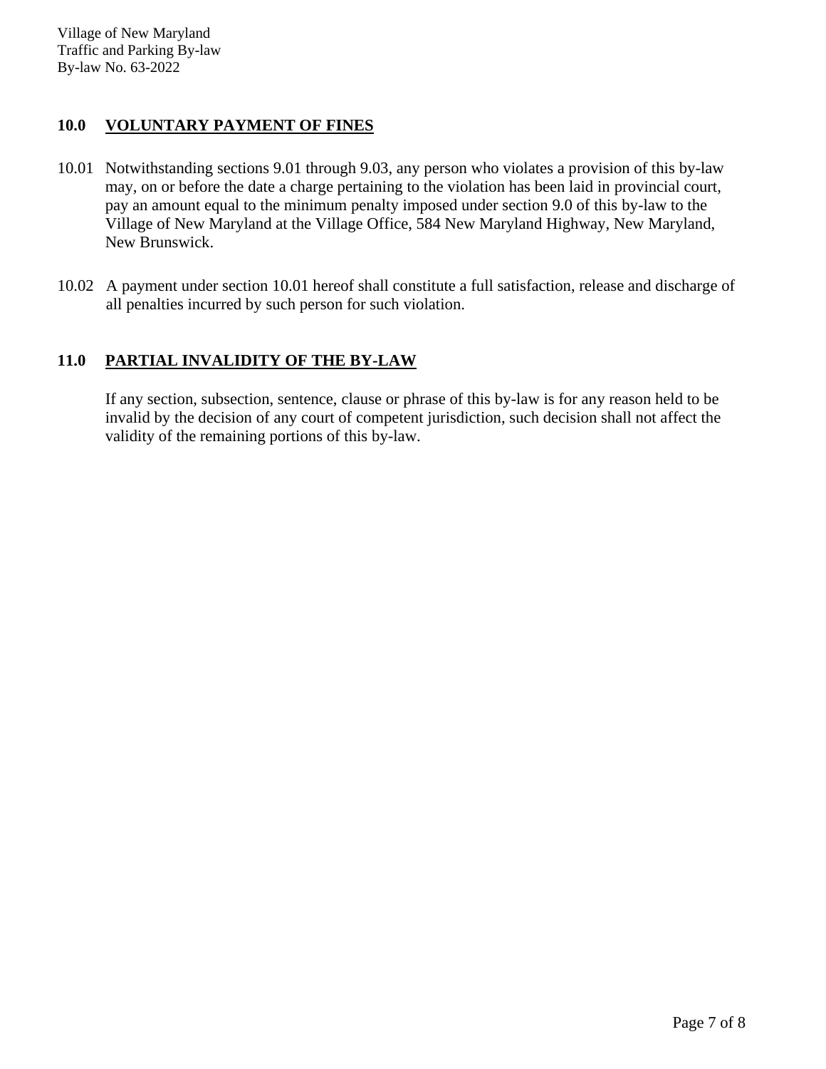## 10.0 VOLUNTARY PAYMENT OF FINES

10.01 Notwithstanding sections 9.01 through 9.03, any person who violates a provision of this by-law may, on or before the date a charge pertaining to the violation has been laid in provincial court, pay an amount equal to the minimum penalty imposed under section 9.0 of this by-law to the Village of New Maryland at the Village Office, 584 New Maryland Highway, New Maryland, New Brunswick.

10.02 A payment under section 10.01 hereof shall constitute a full satisfaction, release and discharge of all penalties incurred by such person for such violation.

## 11.0 PARTIAL INVALIDITY OF THE BY-LAW

If any section, subsection, sentence, clause or phrase of this by-law is for any reason held to be invalid by the decision of any court of competent jurisdiction, such decision shall not affect the validity of the remaining portions of this by-law.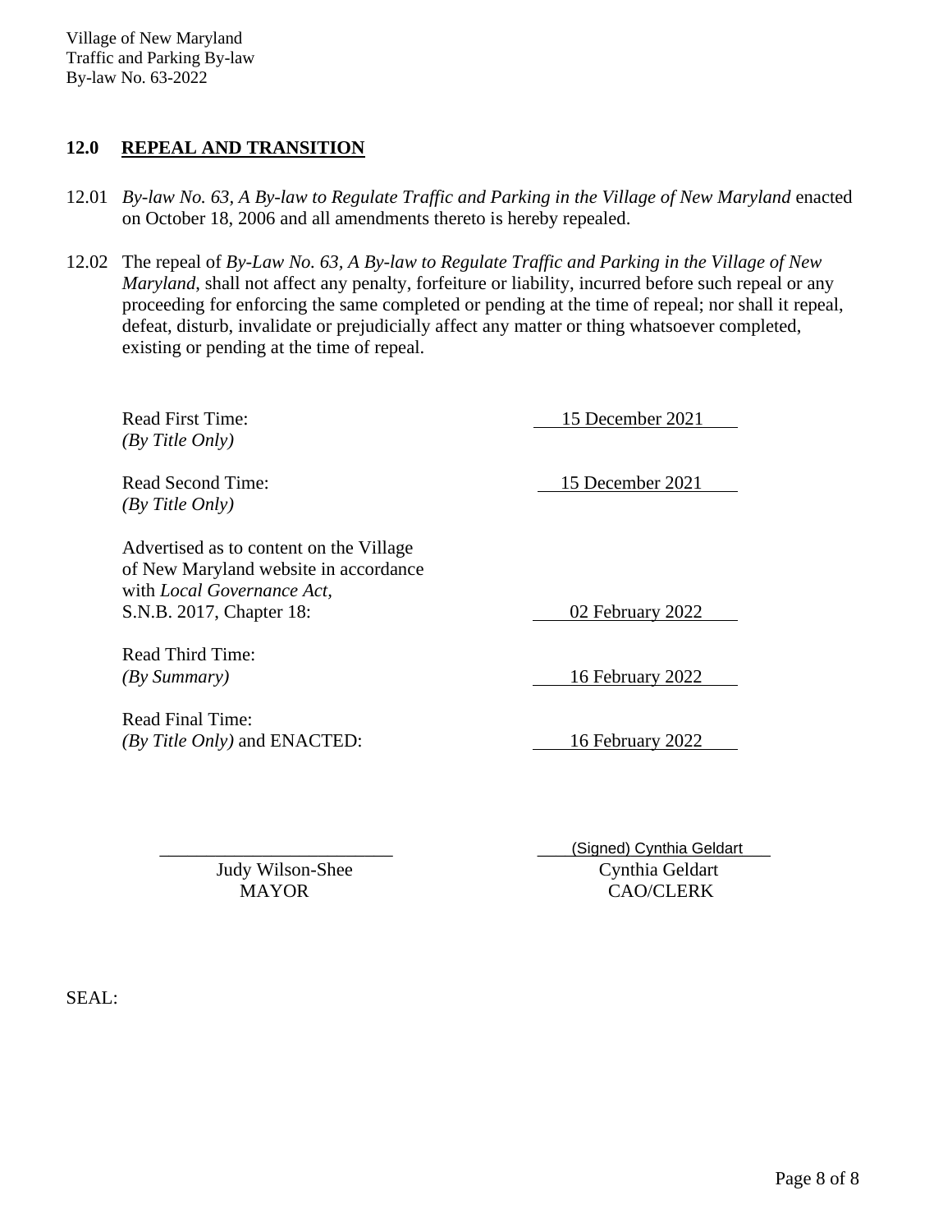## 12.0 REPEAL AND TRANSITION

12.01 *By-law No. 63, A By-law to Regulate Traffic and Parking in the Village of New Maryland* enacted on October 18, 2006 and all amendments thereto is hereby repealed.

12.02 The repeal of *By-Law No. 63, A By-law to Regulate Traffic and Parking in the Village of New Maryland*, shall not affect any penalty, forfeiture or liability, incurred before such repeal or any proceeding for enforcing the same completed or pending at the time of repeal; nor shall it repeal, defeat, disturb, invalidate or prejudicially affect any matter or thing whatsoever completed, existing or pending at the time of repeal.

| | |
|---|---|
| Read First Time: *(By Title Only)* | 15 December 2021 |
| Read Second Time: *(By Title Only)* | 15 December 2021 |
| Advertised as to content on the Village of New Maryland website in accordance with *Local Governance Act*, S.N.B. 2017, Chapter 18: | 02 February 2022 |
| Read Third Time: *(By Summary)* | 16 February 2022 |
| Read Final Time: *(By Title Only)* and ENACTED: | 16 February 2022 |

| | |
|---|---|
| ________________________ | (Signed) Cynthia Geldart |
| Judy Wilson-Shee | Cynthia Geldart |
| MAYOR | CAO/CLERK |

SEAL: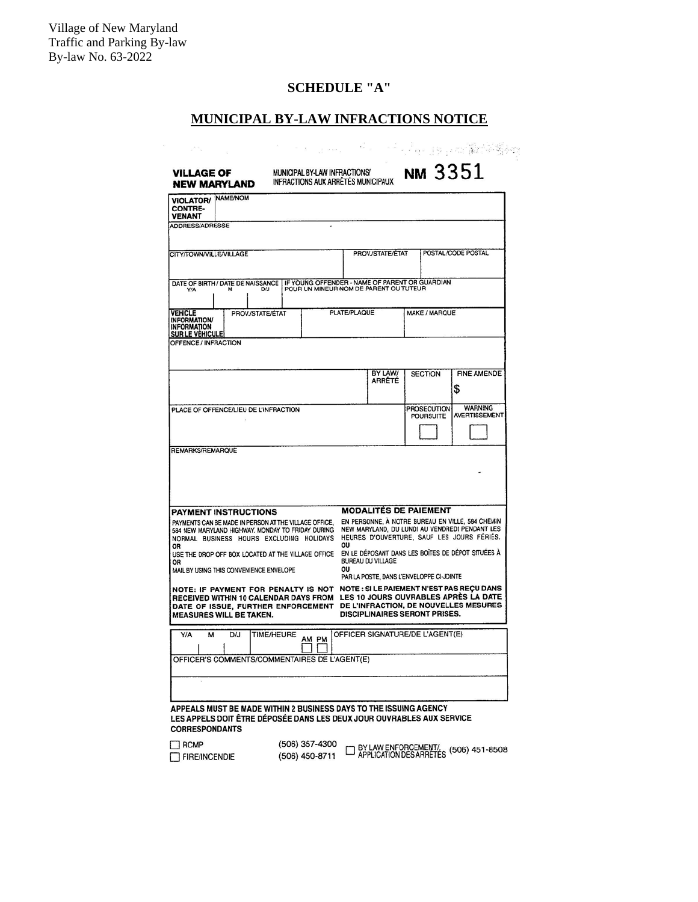## SCHEDULE "A"

## MUNICIPAL BY-LAW INFRACTIONS NOTICE

**VILLAGE OF NEW MARYLAND** — MUNICIPAL BY-LAW INFRACTIONS/ INFRACTIONS AUX ARRÊTÉS MUNICIPAUX — **NM 3351**

| | | | | |
|---|---|---|---|---|
| **VIOLATOR/ CONTRE-VENANT** | NAME/NOM | | | |
| ADDRESS/ADRESSE | | | | |
| CITY/TOWN/VILLE/VILLAGE | | PROV./STATE/ÉTAT | POSTAL/CODE POSTAL | |
| DATE OF BIRTH / DATE DE NAISSANCE Y/A M D/J | IF YOUNG OFFENDER - NAME OF PARENT OR GUARDIAN POUR UN MINEUR NOM DE PARENT OU TUTEUR | | | |
| **VEHICLE INFORMATION/ INFORMATION SUR LE VÉHICULE** | PROV./STATE/ÉTAT | PLATE/PLAQUE | MAKE / MARQUE | |
| OFFENCE / INFRACTION | | | | |
| | | BY LAW/ ARRÊTÉ | SECTION | FINE AMENDE $ |
| PLACE OF OFFENCE/LIEU DE L'INFRACTION | | | PROSECUTION POURSUITE ☐ | WARNING AVERTISSEMENT ☐ |
| REMARKS/REMARQUE | | | | |

**PAYMENT INSTRUCTIONS**

PAYMENTS CAN BE MADE IN PERSON AT THE VILLAGE OFFICE, 584 NEW MARYLAND HIGHWAY. MONDAY TO FRIDAY DURING NORMAL BUSINESS HOURS EXCLUDING HOLIDAYS
OR
USE THE DROP OFF BOX LOCATED AT THE VILLAGE OFFICE
OR
MAIL BY USING THIS CONVENIENCE ENVELOPE

**NOTE: IF PAYMENT FOR PENALTY IS NOT RECEIVED WITHIN 10 CALENDAR DAYS FROM DATE OF ISSUE, FURTHER ENFORCEMENT MEASURES WILL BE TAKEN.**

**MODALITÉS DE PAIEMENT**

EN PERSONNE, À NOTRE BUREAU EN VILLE, 584 CHEMIN NEW MARYLAND, DU LUNDI AU VENDREDI PENDANT LES HEURES D'OUVERTURE, SAUF LES JOURS FÉRIÉS.
OU
EN LE DÉPOSANT DANS LES BOÎTES DE DÉPOT SITUÉES À BUREAU DU VILLAGE
OU
PAR LA POSTE, DANS L'ENVELOPPE CI-JOINTE

**NOTE : SI LE PAIEMENT N'EST PAS REÇU DANS LES 10 JOURS OUVRABLES APRÈS LA DATE DE L'INFRACTION, DE NOUVELLES MESURES DISCIPLINAIRES SERONT PRISES.**

| | | | | |
|---|---|---|---|---|
| Y/A | M | D/J | TIME/HEURE AM ☐ PM ☐ | OFFICER SIGNATURE/DE L'AGENT(E) |
| OFFICER'S COMMENTS/COMMENTAIRES DE L'AGENT(E) | | | | |

**APPEALS MUST BE MADE WITHIN 2 BUSINESS DAYS TO THE ISSUING AGENCY**
**LES APPELS DOIT ÊTRE DÉPOSÉE DANS LES DEUX JOUR OUVRABLES AUX SERVICE CORRESPONDANTS**

☐ RCMP (506) 357-4300
☐ FIRE/INCENDIE (506) 450-8711
☐ BY LAW ENFORCEMENT/ APPLICATION DES ARRETES (506) 451-8508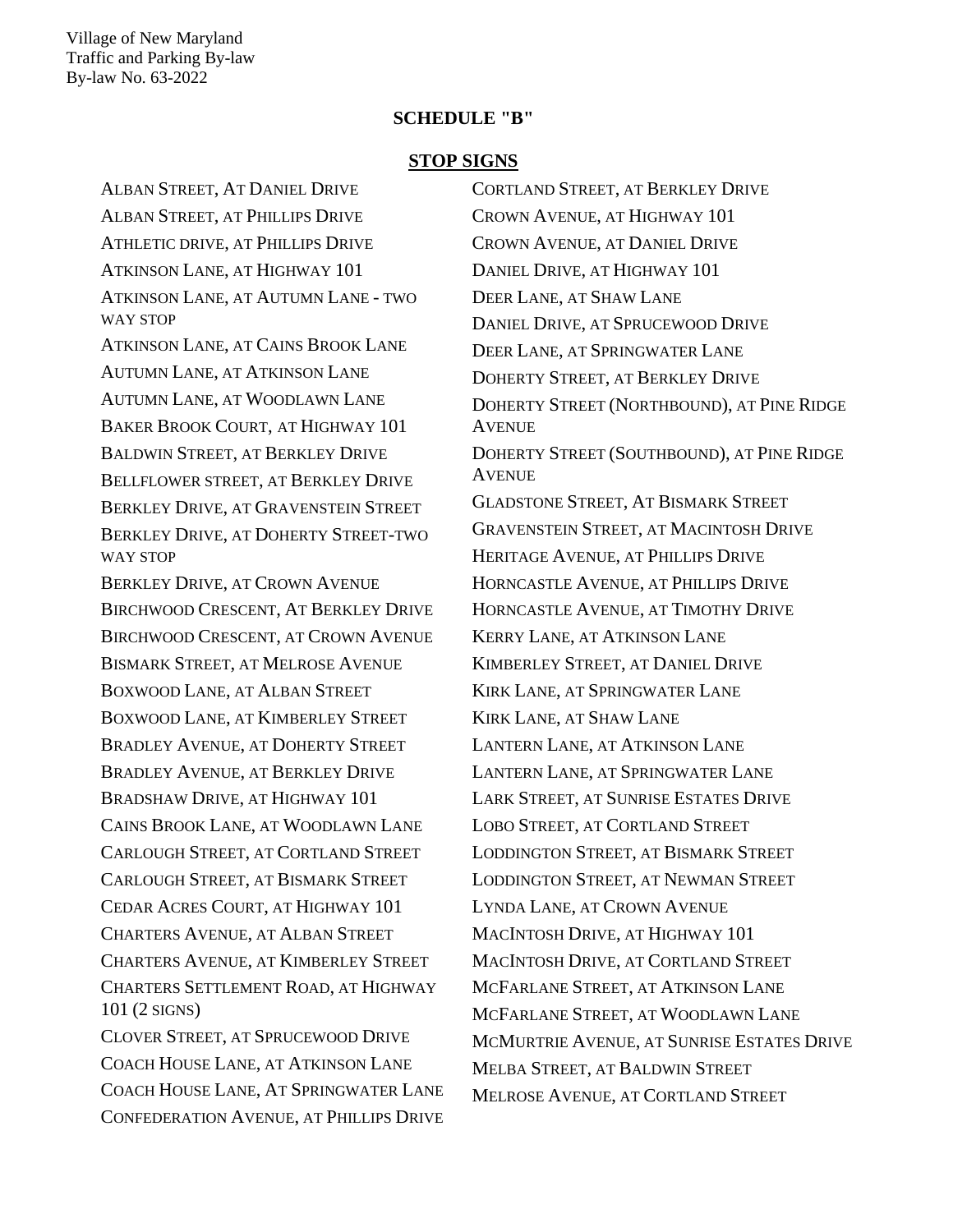Village of New Maryland
Traffic and Parking By-law
By-law No. 63-2022

## SCHEDULE "B"

### STOP SIGNS

ALBAN STREET, AT DANIEL DRIVE
ALBAN STREET, AT PHILLIPS DRIVE
ATHLETIC DRIVE, AT PHILLIPS DRIVE
ATKINSON LANE, AT HIGHWAY 101
ATKINSON LANE, AT AUTUMN LANE - TWO WAY STOP
ATKINSON LANE, AT CAINS BROOK LANE
AUTUMN LANE, AT ATKINSON LANE
AUTUMN LANE, AT WOODLAWN LANE
BAKER BROOK COURT, AT HIGHWAY 101
BALDWIN STREET, AT BERKLEY DRIVE
BELLFLOWER STREET, AT BERKLEY DRIVE
BERKLEY DRIVE, AT GRAVENSTEIN STREET
BERKLEY DRIVE, AT DOHERTY STREET-TWO WAY STOP
BERKLEY DRIVE, AT CROWN AVENUE
BIRCHWOOD CRESCENT, AT BERKLEY DRIVE
BIRCHWOOD CRESCENT, AT CROWN AVENUE
BISMARK STREET, AT MELROSE AVENUE
BOXWOOD LANE, AT ALBAN STREET
BOXWOOD LANE, AT KIMBERLEY STREET
BRADLEY AVENUE, AT DOHERTY STREET
BRADLEY AVENUE, AT BERKLEY DRIVE
BRADSHAW DRIVE, AT HIGHWAY 101
CAINS BROOK LANE, AT WOODLAWN LANE
CARLOUGH STREET, AT CORTLAND STREET
CARLOUGH STREET, AT BISMARK STREET
CEDAR ACRES COURT, AT HIGHWAY 101
CHARTERS AVENUE, AT ALBAN STREET
CHARTERS AVENUE, AT KIMBERLEY STREET
CHARTERS SETTLEMENT ROAD, AT HIGHWAY 101 (2 SIGNS)
CLOVER STREET, AT SPRUCEWOOD DRIVE
COACH HOUSE LANE, AT ATKINSON LANE
COACH HOUSE LANE, AT SPRINGWATER LANE
CONFEDERATION AVENUE, AT PHILLIPS DRIVE
CORTLAND STREET, AT BERKLEY DRIVE
CROWN AVENUE, AT HIGHWAY 101
CROWN AVENUE, AT DANIEL DRIVE
DANIEL DRIVE, AT HIGHWAY 101
DEER LANE, AT SHAW LANE
DANIEL DRIVE, AT SPRUCEWOOD DRIVE
DEER LANE, AT SPRINGWATER LANE
DOHERTY STREET, AT BERKLEY DRIVE
DOHERTY STREET (NORTHBOUND), AT PINE RIDGE AVENUE
DOHERTY STREET (SOUTHBOUND), AT PINE RIDGE AVENUE
GLADSTONE STREET, AT BISMARK STREET
GRAVENSTEIN STREET, AT MACINTOSH DRIVE
HERITAGE AVENUE, AT PHILLIPS DRIVE
HORNCASTLE AVENUE, AT PHILLIPS DRIVE
HORNCASTLE AVENUE, AT TIMOTHY DRIVE
KERRY LANE, AT ATKINSON LANE
KIMBERLEY STREET, AT DANIEL DRIVE
KIRK LANE, AT SPRINGWATER LANE
KIRK LANE, AT SHAW LANE
LANTERN LANE, AT ATKINSON LANE
LANTERN LANE, AT SPRINGWATER LANE
LARK STREET, AT SUNRISE ESTATES DRIVE
LOBO STREET, AT CORTLAND STREET
LODDINGTON STREET, AT BISMARK STREET
LODDINGTON STREET, AT NEWMAN STREET
LYNDA LANE, AT CROWN AVENUE
MACINTOSH DRIVE, AT HIGHWAY 101
MACINTOSH DRIVE, AT CORTLAND STREET
MCFARLANE STREET, AT ATKINSON LANE
MCFARLANE STREET, AT WOODLAWN LANE
MCMURTRIE AVENUE, AT SUNRISE ESTATES DRIVE
MELBA STREET, AT BALDWIN STREET
MELROSE AVENUE, AT CORTLAND STREET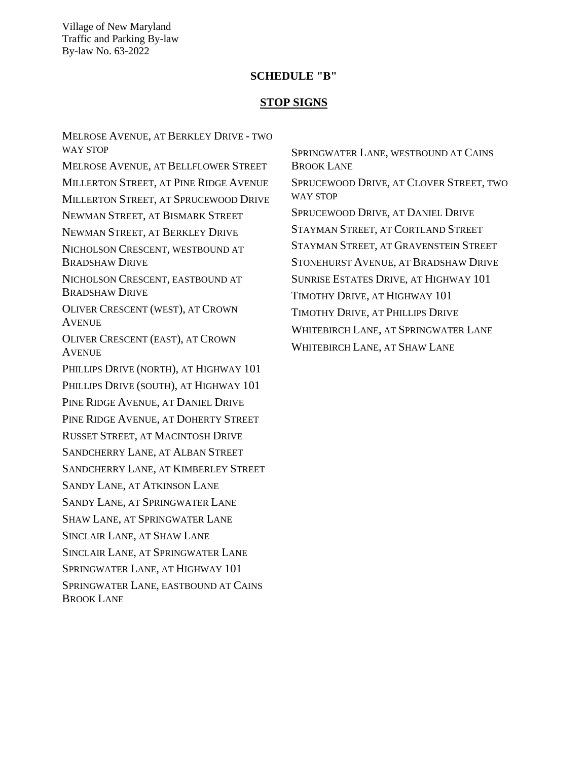## SCHEDULE "B"

## STOP SIGNS

MELROSE AVENUE, AT BERKLEY DRIVE - TWO WAY STOP

MELROSE AVENUE, AT BELLFLOWER STREET

MILLERTON STREET, AT PINE RIDGE AVENUE

MILLERTON STREET, AT SPRUCEWOOD DRIVE

NEWMAN STREET, AT BISMARK STREET

NEWMAN STREET, AT BERKLEY DRIVE

NICHOLSON CRESCENT, WESTBOUND AT BRADSHAW DRIVE

NICHOLSON CRESCENT, EASTBOUND AT BRADSHAW DRIVE

OLIVER CRESCENT (WEST), AT CROWN AVENUE

OLIVER CRESCENT (EAST), AT CROWN AVENUE

PHILLIPS DRIVE (NORTH), AT HIGHWAY 101

PHILLIPS DRIVE (SOUTH), AT HIGHWAY 101

PINE RIDGE AVENUE, AT DANIEL DRIVE

PINE RIDGE AVENUE, AT DOHERTY STREET

RUSSET STREET, AT MACINTOSH DRIVE

SANDCHERRY LANE, AT ALBAN STREET

SANDCHERRY LANE, AT KIMBERLEY STREET

SANDY LANE, AT ATKINSON LANE

SANDY LANE, AT SPRINGWATER LANE

SHAW LANE, AT SPRINGWATER LANE

SINCLAIR LANE, AT SHAW LANE

SINCLAIR LANE, AT SPRINGWATER LANE

SPRINGWATER LANE, AT HIGHWAY 101

SPRINGWATER LANE, EASTBOUND AT CAINS BROOK LANE

SPRINGWATER LANE, WESTBOUND AT CAINS BROOK LANE

SPRUCEWOOD DRIVE, AT CLOVER STREET, TWO WAY STOP

SPRUCEWOOD DRIVE, AT DANIEL DRIVE

STAYMAN STREET, AT CORTLAND STREET

STAYMAN STREET, AT GRAVENSTEIN STREET

STONEHURST AVENUE, AT BRADSHAW DRIVE

SUNRISE ESTATES DRIVE, AT HIGHWAY 101

TIMOTHY DRIVE, AT HIGHWAY 101

TIMOTHY DRIVE, AT PHILLIPS DRIVE

WHITEBIRCH LANE, AT SPRINGWATER LANE

WHITEBIRCH LANE, AT SHAW LANE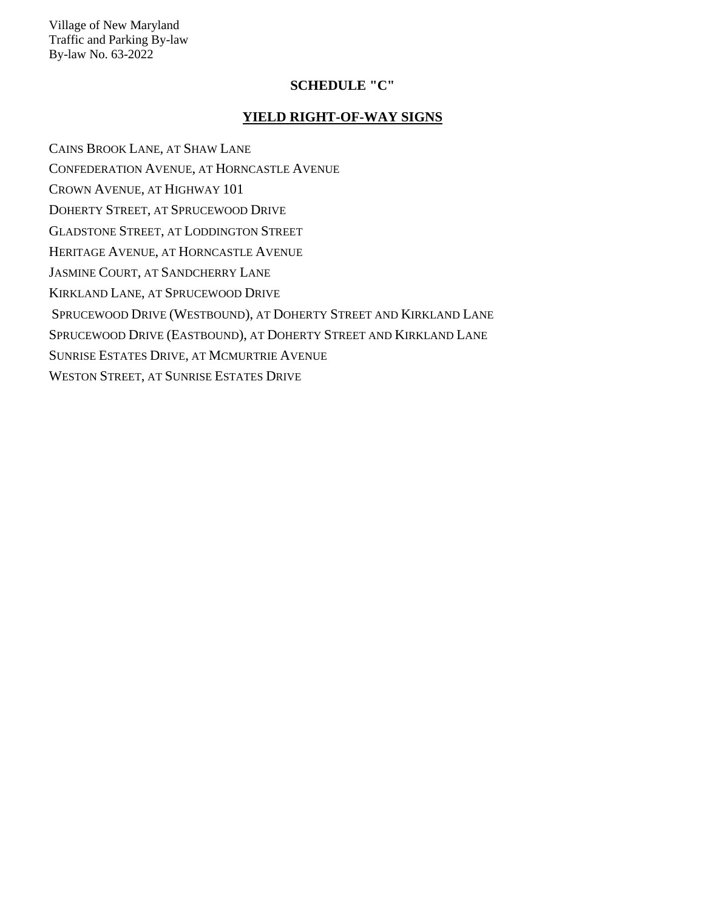## SCHEDULE "C"

## YIELD RIGHT-OF-WAY SIGNS

CAINS BROOK LANE, AT SHAW LANE

CONFEDERATION AVENUE, AT HORNCASTLE AVENUE

CROWN AVENUE, AT HIGHWAY 101

DOHERTY STREET, AT SPRUCEWOOD DRIVE

GLADSTONE STREET, AT LODDINGTON STREET

HERITAGE AVENUE, AT HORNCASTLE AVENUE

JASMINE COURT, AT SANDCHERRY LANE

KIRKLAND LANE, AT SPRUCEWOOD DRIVE

SPRUCEWOOD DRIVE (WESTBOUND), AT DOHERTY STREET AND KIRKLAND LANE

SPRUCEWOOD DRIVE (EASTBOUND), AT DOHERTY STREET AND KIRKLAND LANE

SUNRISE ESTATES DRIVE, AT MCMURTRIE AVENUE

WESTON STREET, AT SUNRISE ESTATES DRIVE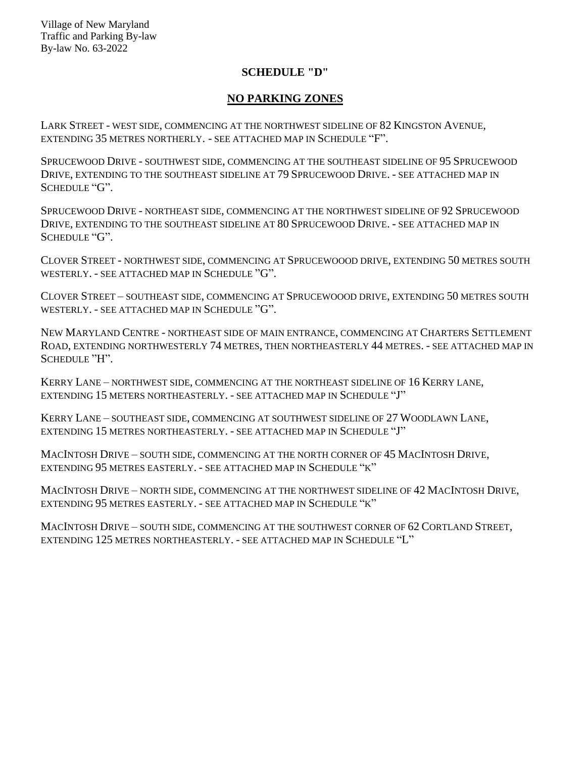## SCHEDULE "D"

## NO PARKING ZONES

LARK STREET - WEST SIDE, COMMENCING AT THE NORTHWEST SIDELINE OF 82 KINGSTON AVENUE, EXTENDING 35 METRES NORTHERLY. - SEE ATTACHED MAP IN SCHEDULE "F".

SPRUCEWOOD DRIVE - SOUTHWEST SIDE, COMMENCING AT THE SOUTHEAST SIDELINE OF 95 SPRUCEWOOD DRIVE, EXTENDING TO THE SOUTHEAST SIDELINE AT 79 SPRUCEWOOD DRIVE. - SEE ATTACHED MAP IN SCHEDULE "G".

SPRUCEWOOD DRIVE - NORTHEAST SIDE, COMMENCING AT THE NORTHWEST SIDELINE OF 92 SPRUCEWOOD DRIVE, EXTENDING TO THE SOUTHEAST SIDELINE AT 80 SPRUCEWOOD DRIVE. - SEE ATTACHED MAP IN SCHEDULE "G".

CLOVER STREET - NORTHWEST SIDE, COMMENCING AT SPRUCEWOOOD DRIVE, EXTENDING 50 METRES SOUTH WESTERLY. - SEE ATTACHED MAP IN SCHEDULE "G".

CLOVER STREET – SOUTHEAST SIDE, COMMENCING AT SPRUCEWOOOD DRIVE, EXTENDING 50 METRES SOUTH WESTERLY. - SEE ATTACHED MAP IN SCHEDULE "G".

NEW MARYLAND CENTRE - NORTHEAST SIDE OF MAIN ENTRANCE, COMMENCING AT CHARTERS SETTLEMENT ROAD, EXTENDING NORTHWESTERLY 74 METRES, THEN NORTHEASTERLY 44 METRES. - SEE ATTACHED MAP IN SCHEDULE "H".

KERRY LANE – NORTHWEST SIDE, COMMENCING AT THE NORTHEAST SIDELINE OF 16 KERRY LANE, EXTENDING 15 METERS NORTHEASTERLY. - SEE ATTACHED MAP IN SCHEDULE "J"

KERRY LANE – SOUTHEAST SIDE, COMMENCING AT SOUTHWEST SIDELINE OF 27 WOODLAWN LANE, EXTENDING 15 METRES NORTHEASTERLY. - SEE ATTACHED MAP IN SCHEDULE "J"

MACINTOSH DRIVE – SOUTH SIDE, COMMENCING AT THE NORTH CORNER OF 45 MACINTOSH DRIVE, EXTENDING 95 METRES EASTERLY. - SEE ATTACHED MAP IN SCHEDULE "K"

MACINTOSH DRIVE – NORTH SIDE, COMMENCING AT THE NORTHWEST SIDELINE OF 42 MACINTOSH DRIVE, EXTENDING 95 METRES EASTERLY. - SEE ATTACHED MAP IN SCHEDULE "K"

MACINTOSH DRIVE – SOUTH SIDE, COMMENCING AT THE SOUTHWEST CORNER OF 62 CORTLAND STREET, EXTENDING 125 METRES NORTHEASTERLY. - SEE ATTACHED MAP IN SCHEDULE "L"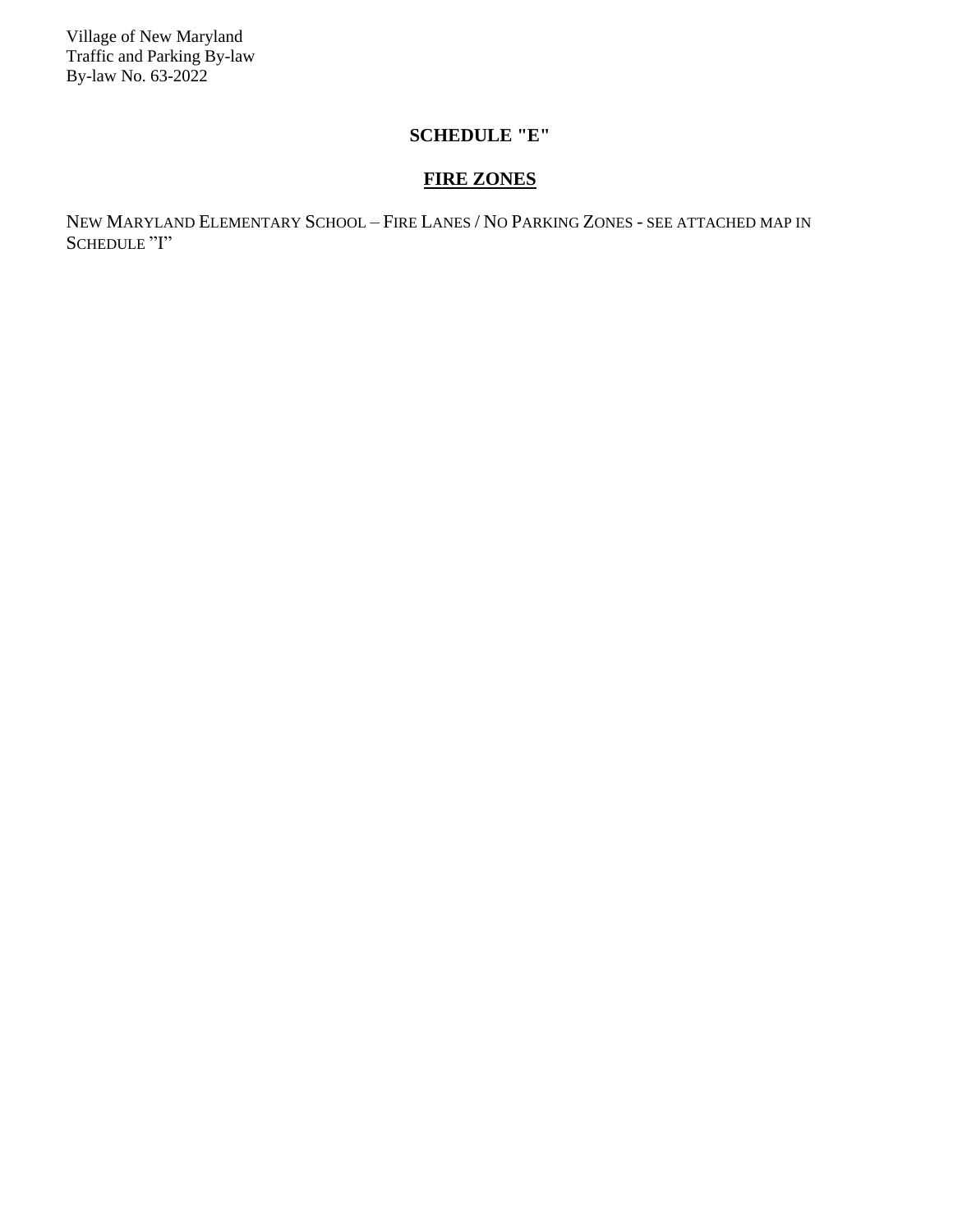## SCHEDULE "E"

## FIRE ZONES

NEW MARYLAND ELEMENTARY SCHOOL – FIRE LANES / NO PARKING ZONES - SEE ATTACHED MAP IN SCHEDULE "I"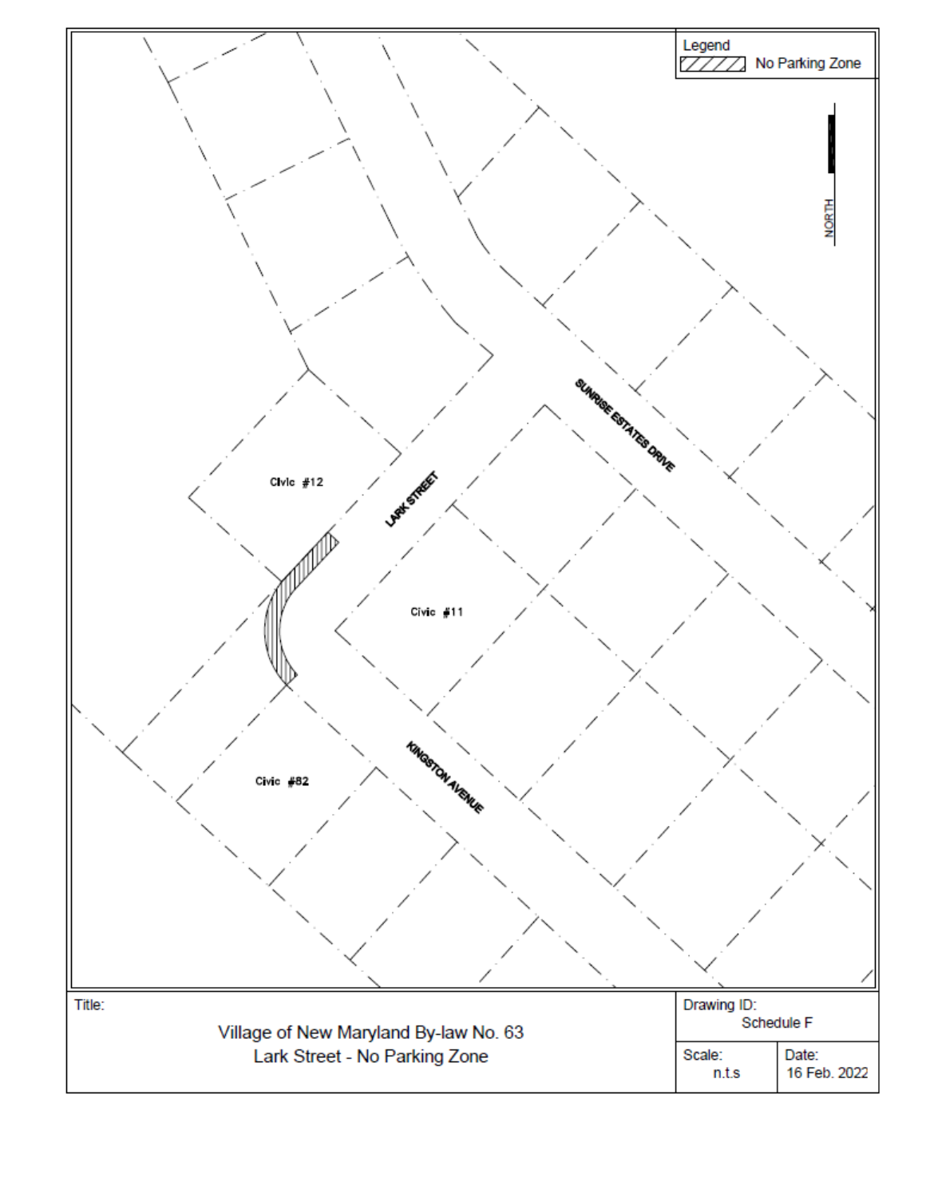Legend

No Parking Zone

NORTH

Civic #12

LARK STREET

SUNRISE ESTATES DRIVE

Civic #11

Civic #82

KINGSTON AVENUE

| Title: Village of New Maryland By-law No. 63 Lark Street - No Parking Zone | Drawing ID: Schedule F | |
|---|---|---|
| | Scale: n.t.s | Date: 16 Feb. 2022 |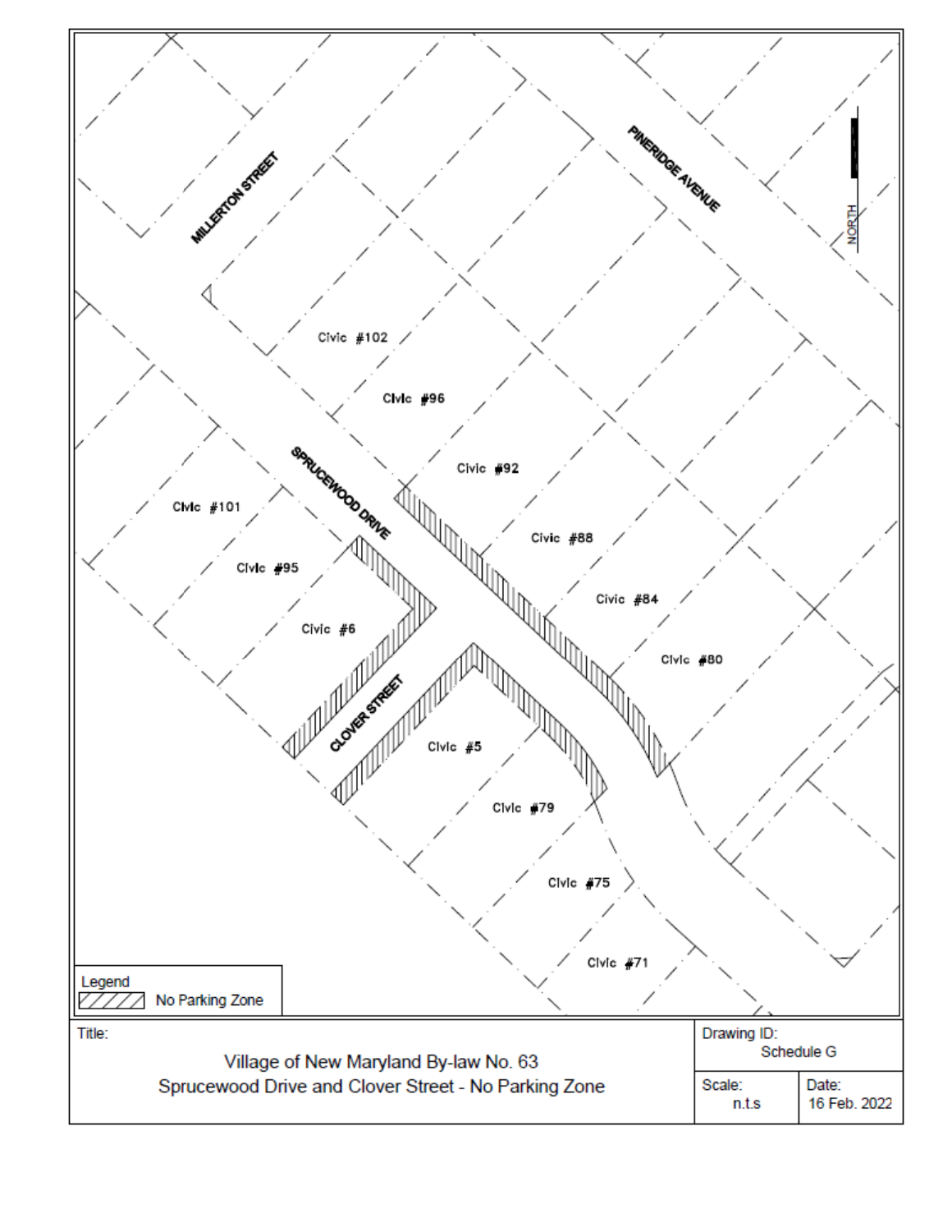MILLERTON STREET

PINERIDGE AVENUE

NORTH

Civic #102

Civic #96

Civic #92

Civic #88

Civic #84

Civic #80

Civic #101

Civic #95

Civic #6

SPRUCEWOOD DRIVE

CLOVER STREET

Civic #5

Civic #79

Civic #75

Civic #71

Legend

No Parking Zone

| Title: | Drawing ID: | |
| --- | --- | --- |
| Village of New Maryland By-law No. 63<br>Sprucewood Drive and Clover Street - No Parking Zone | Schedule G | |
| | Scale: n.t.s | Date: 16 Feb. 2022 |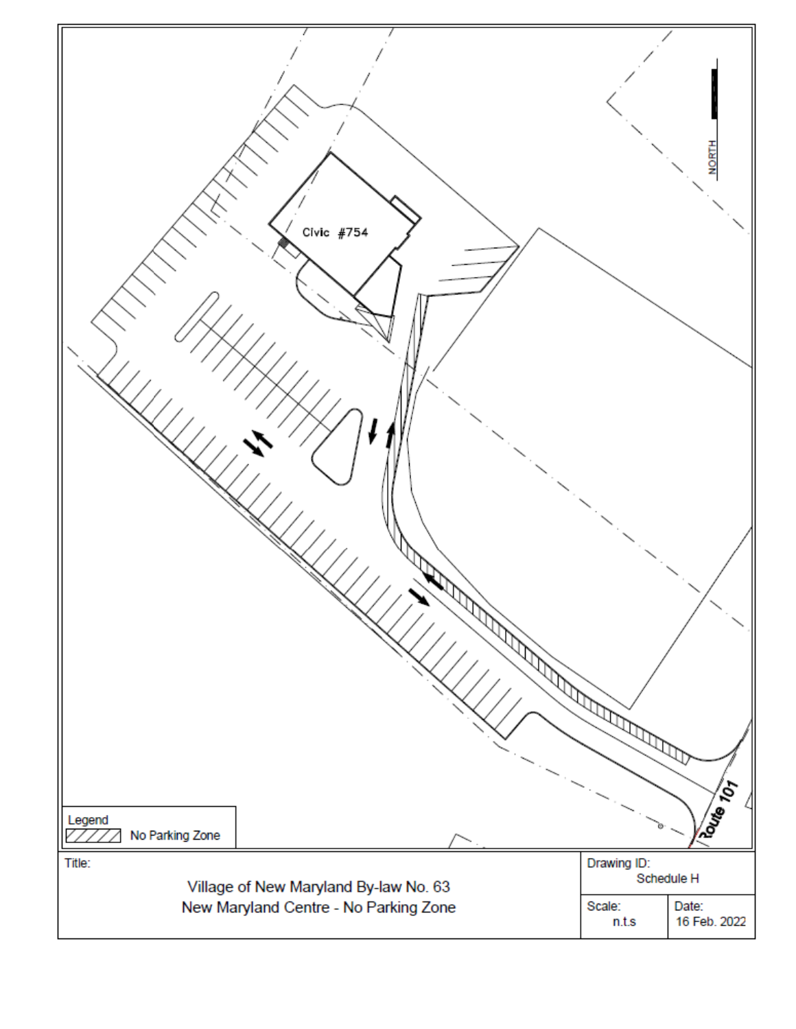Civic #754

NORTH

Route 101

Legend

No Parking Zone

| Title: | Drawing ID: | |
| --- | --- | --- |
| Village of New Maryland By-law No. 63<br>New Maryland Centre - No Parking Zone | Schedule H | |
| | Scale: n.t.s | Date: 16 Feb. 2022 |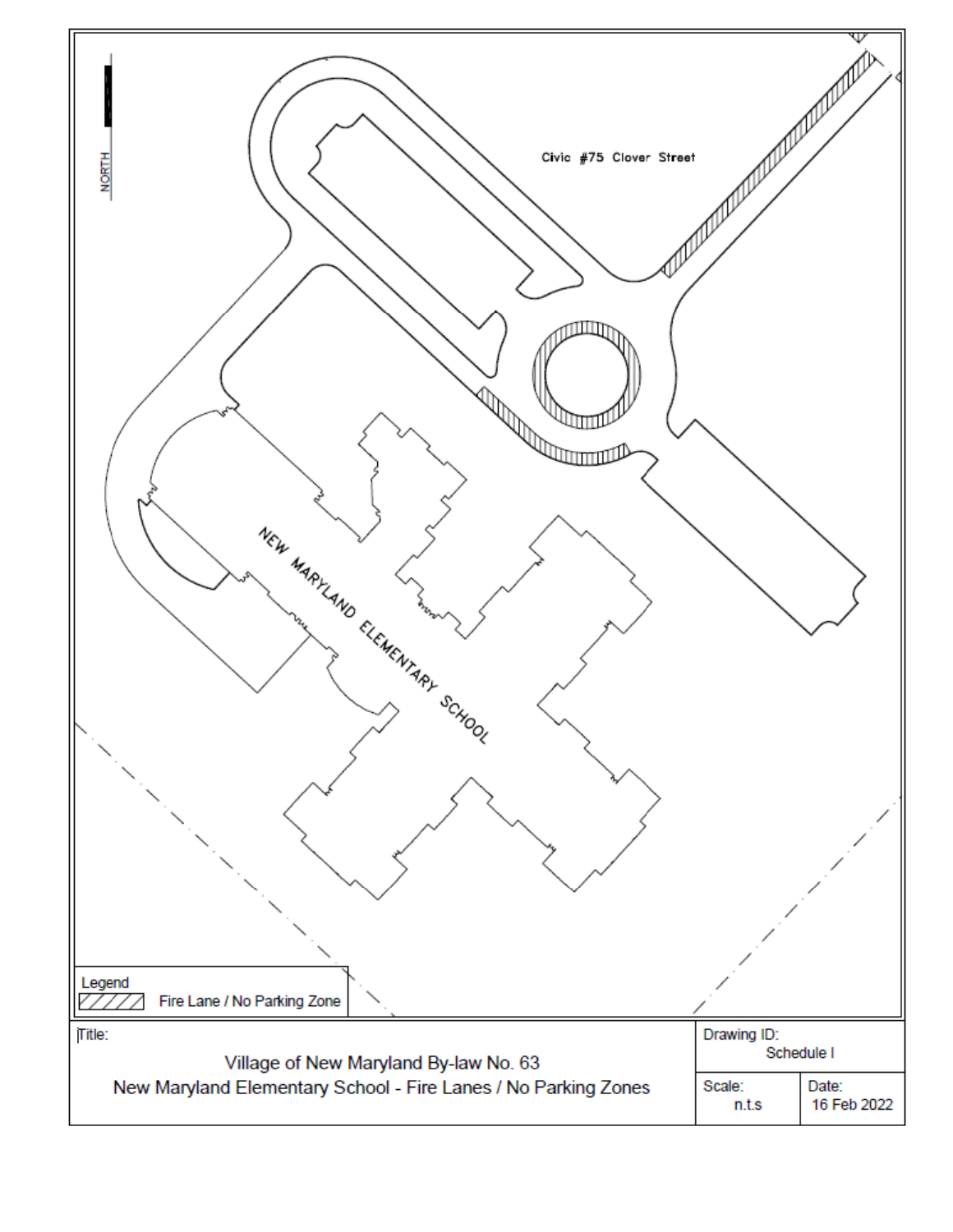NORTH

Civic #75 Clover Street

NEW MARYLAND ELEMENTARY SCHOOL

Legend

Fire Lane / No Parking Zone

| Title: | Drawing ID: Schedule I | |
|---|---|---|
| Village of New Maryland By-law No. 63<br>New Maryland Elementary School - Fire Lanes / No Parking Zones | Scale: n.t.s | Date: 16 Feb 2022 |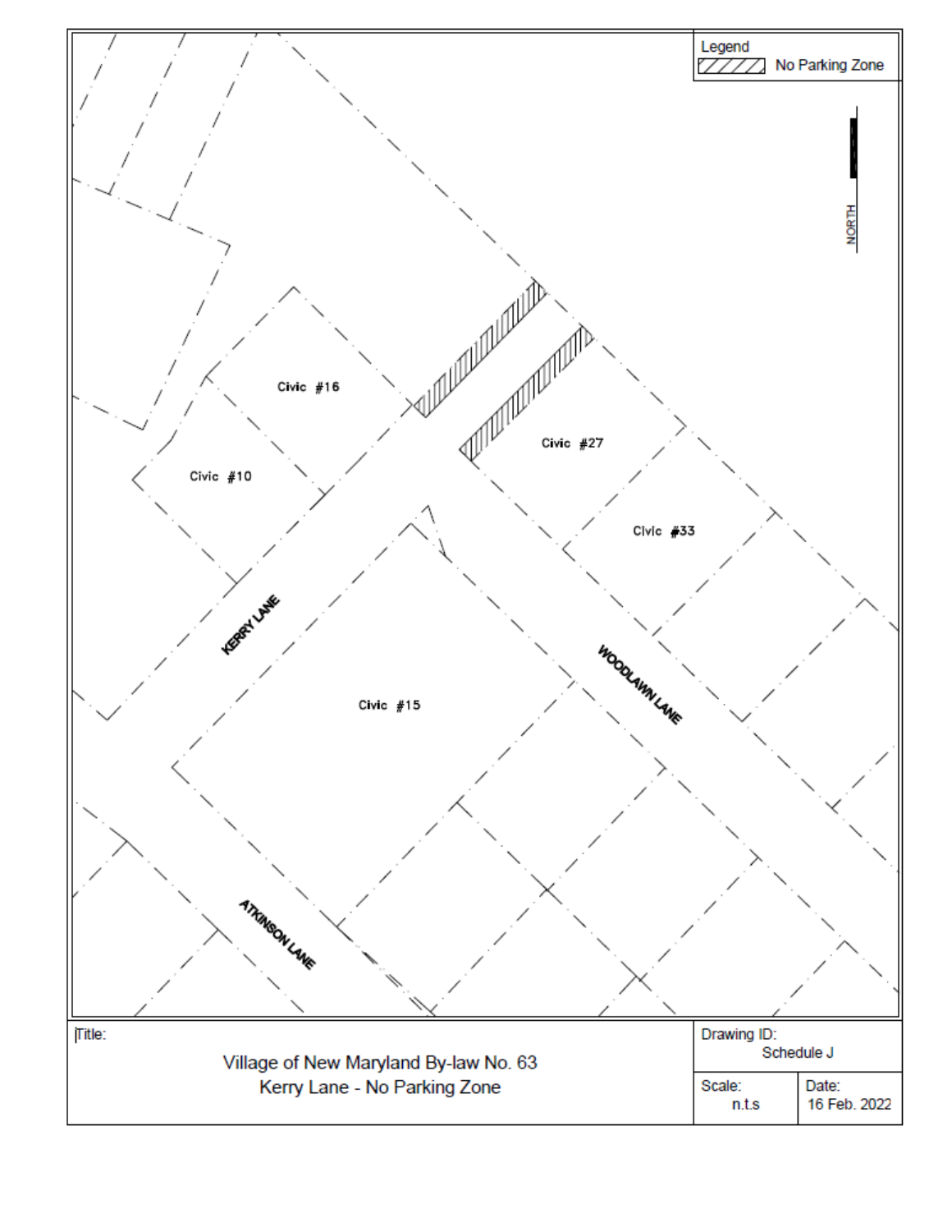Legend

No Parking Zone

NORTH

Civic #16

Civic #10

Civic #27

Civic #33

Civic #15

KERRY LANE

WOODLAWN LANE

ATKINSON LANE

| Title: | Drawing ID: | |
| --- | --- | --- |
| Village of New Maryland By-law No. 63<br>Kerry Lane - No Parking Zone | Schedule J | |
| | Scale:<br>n.t.s | Date:<br>16 Feb. 2022 |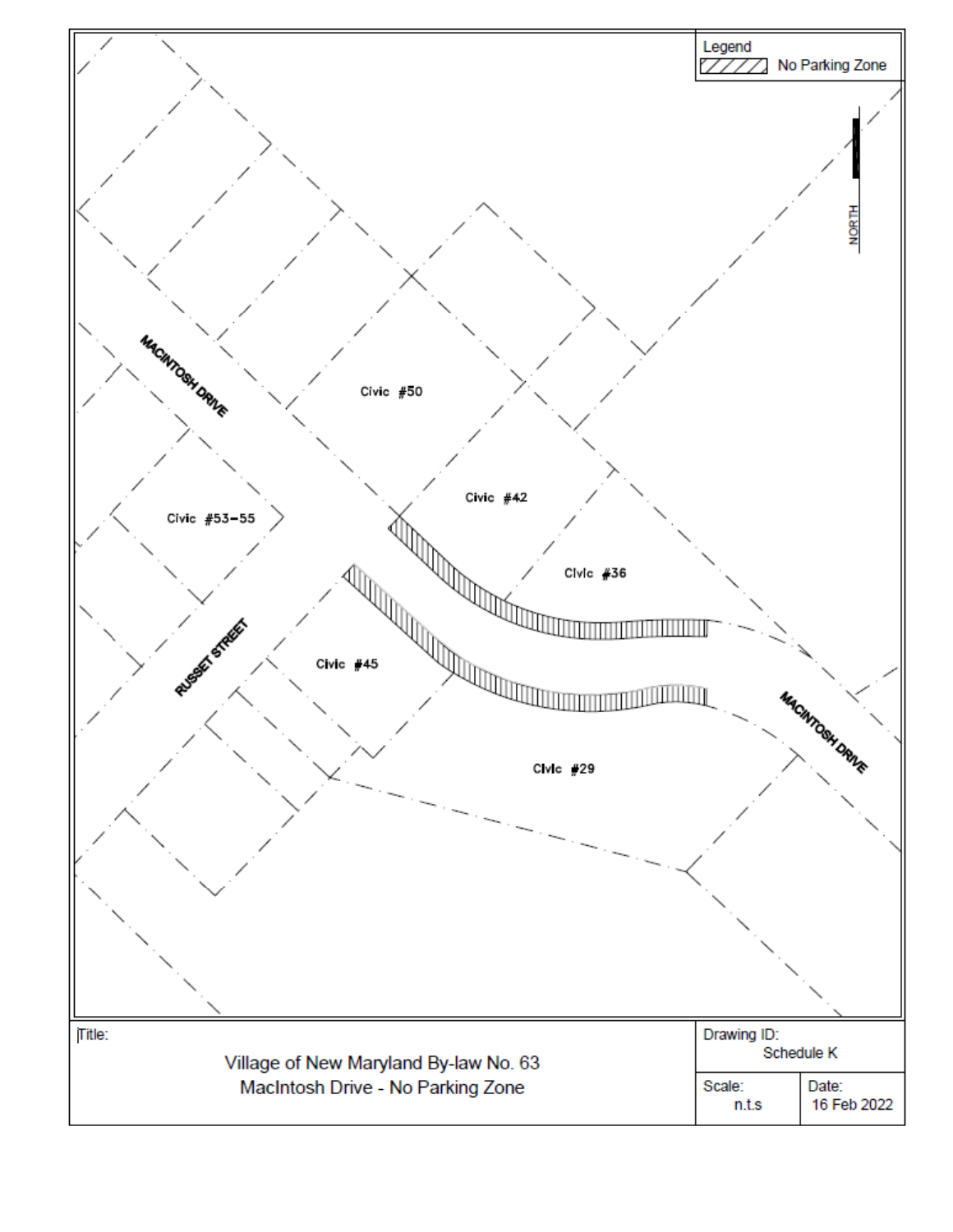Legend

No Parking Zone

NORTH

MACINTOSH DRIVE

Civic #50

Civic #42

Civic #53-55

Civic #36

RUSSET STREET

Civic #45

MACINTOSH DRIVE

Civic #29

| Title: Village of New Maryland By-law No. 63 MacIntosh Drive - No Parking Zone | Drawing ID: Schedule K | |
|---|---|---|
| | Scale: n.t.s | Date: 16 Feb 2022 |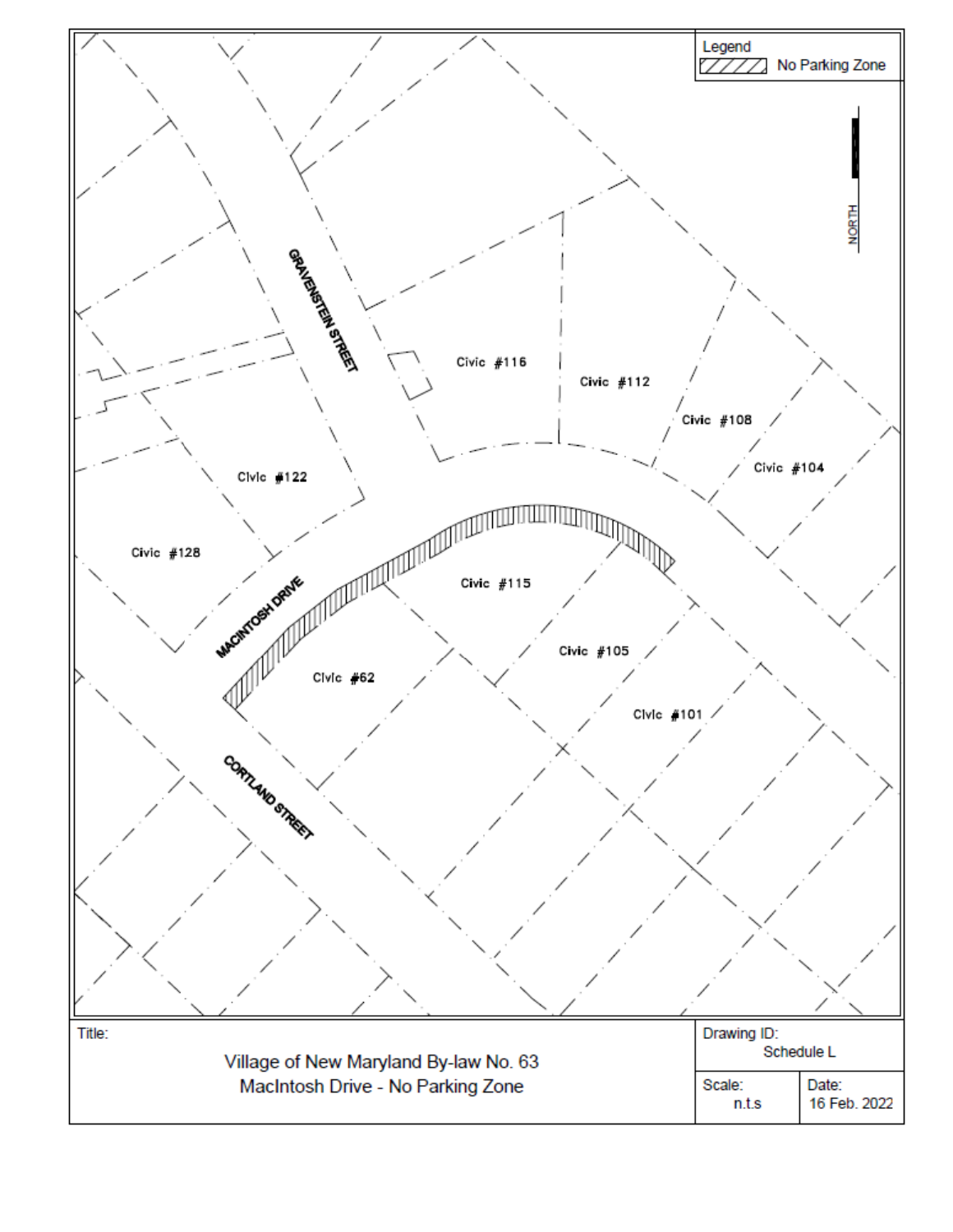Legend

No Parking Zone

NORTH

GRAVENSTEIN STREET

MACINTOSH DRIVE

CORTLAND STREET

Civic #116

Civic #112

Civic #108

Civic #104

Civic #122

Civic #128

Civic #115

Civic #105

Civic #62

Civic #101

Title:

Village of New Maryland By-law No. 63
MacIntosh Drive - No Parking Zone

Drawing ID:
Schedule L

Scale:
n.t.s

Date:
16 Feb. 2022